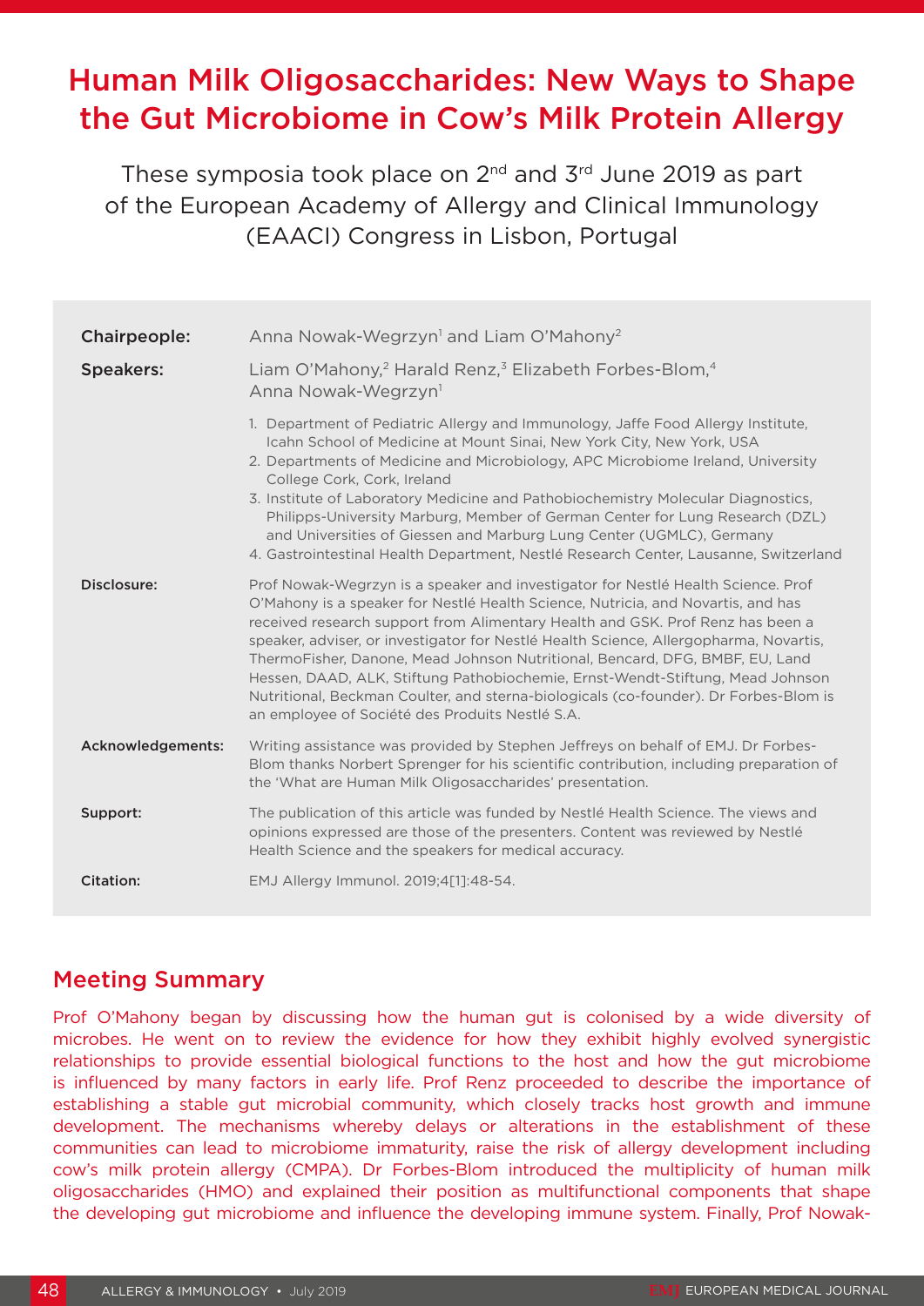# Human Milk Oligosaccharides: New Ways to Shape the Gut Microbiome in Cow's Milk Protein Allergy

These symposia took place on 2nd and 3rd June 2019 as part of the European Academy of Allergy and Clinical Immunology (EAACI) Congress in Lisbon, Portugal

**Chairpeople:** Anna Nowak-Wegrzyn[1] and Liam O'Mahony[2]

**Speakers:** Liam O'Mahony,[2] Harald Renz,[3] Elizabeth Forbes-Blom,[4] Anna Nowak-Wegrzyn[1]

1. Department of Pediatric Allergy and Immunology, Jaffe Food Allergy Institute, Icahn School of Medicine at Mount Sinai, New York City, New York, USA
2. Departments of Medicine and Microbiology, APC Microbiome Ireland, University College Cork, Cork, Ireland
3. Institute of Laboratory Medicine and Pathobiochemistry Molecular Diagnostics, Philipps-University Marburg, Member of German Center for Lung Research (DZL) and Universities of Giessen and Marburg Lung Center (UGMLC), Germany
4. Gastrointestinal Health Department, Nestlé Research Center, Lausanne, Switzerland

**Disclosure:** Prof Nowak-Wegrzyn is a speaker and investigator for Nestlé Health Science. Prof O'Mahony is a speaker for Nestlé Health Science, Nutricia, and Novartis, and has received research support from Alimentary Health and GSK. Prof Renz has been a speaker, adviser, or investigator for Nestlé Health Science, Allergopharma, Novartis, ThermoFisher, Danone, Mead Johnson Nutritional, Bencard, DFG, BMBF, EU, Land Hessen, DAAD, ALK, Stiftung Pathobiochemie, Ernst-Wendt-Stiftung, Mead Johnson Nutritional, Beckman Coulter, and sterna-biologicals (co-founder). Dr Forbes-Blom is an employee of Société des Produits Nestlé S.A.

**Acknowledgements:** Writing assistance was provided by Stephen Jeffreys on behalf of EMJ. Dr Forbes-Blom thanks Norbert Sprenger for his scientific contribution, including preparation of the 'What are Human Milk Oligosaccharides' presentation.

**Support:** The publication of this article was funded by Nestlé Health Science. The views and opinions expressed are those of the presenters. Content was reviewed by Nestlé Health Science and the speakers for medical accuracy.

**Citation:** EMJ Allergy Immunol. 2019;4[1]:48-54.

## Meeting Summary

Prof O'Mahony began by discussing how the human gut is colonised by a wide diversity of microbes. He went on to review the evidence for how they exhibit highly evolved synergistic relationships to provide essential biological functions to the host and how the gut microbiome is influenced by many factors in early life. Prof Renz proceeded to describe the importance of establishing a stable gut microbial community, which closely tracks host growth and immune development. The mechanisms whereby delays or alterations in the establishment of these communities can lead to microbiome immaturity, raise the risk of allergy development including cow's milk protein allergy (CMPA). Dr Forbes-Blom introduced the multiplicity of human milk oligosaccharides (HMO) and explained their position as multifunctional components that shape the developing gut microbiome and influence the developing immune system. Finally, Prof Nowak-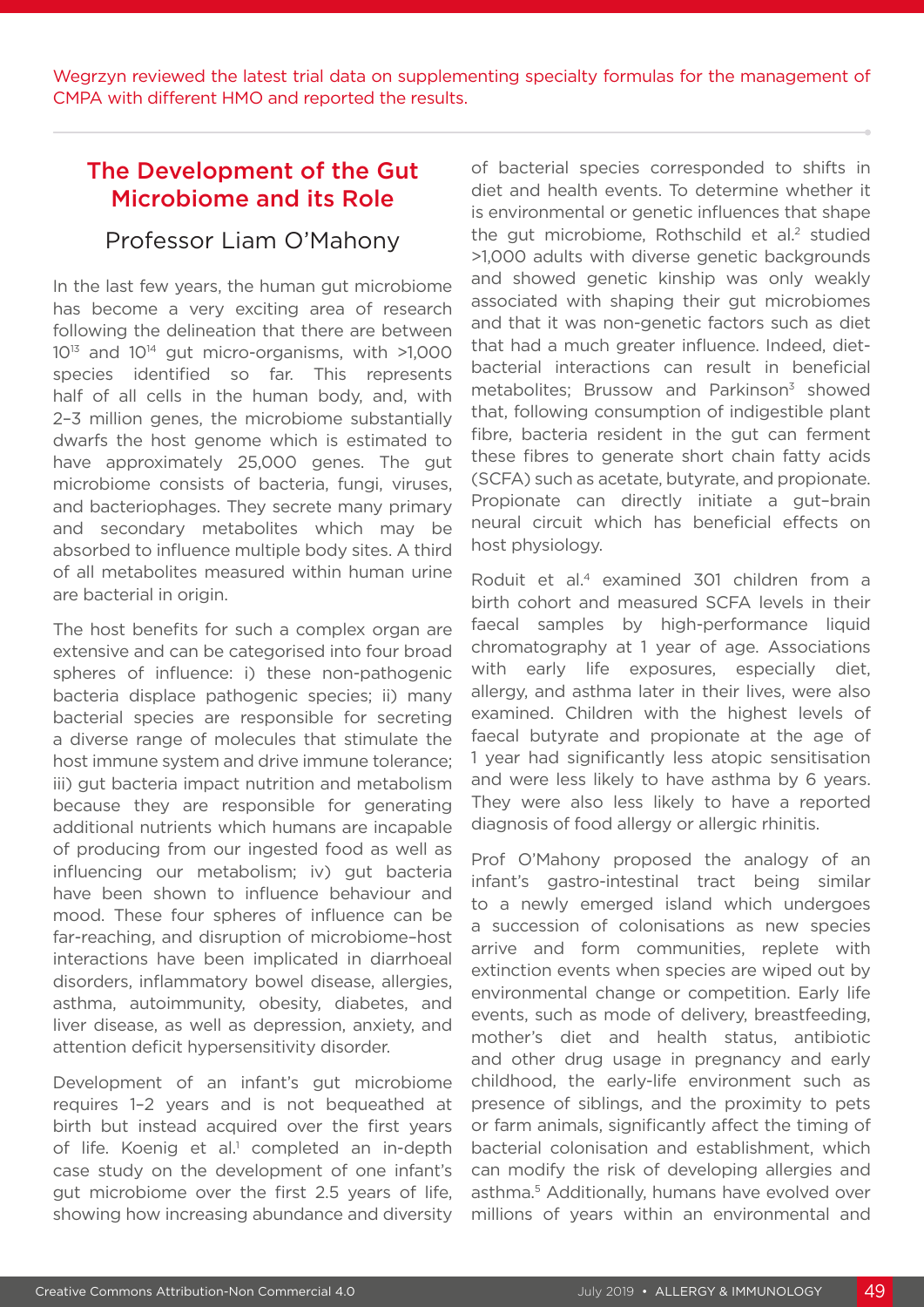Wegrzyn reviewed the latest trial data on supplementing specialty formulas for the management of CMPA with different HMO and reported the results.

## The Development of the Gut Microbiome and its Role

### Professor Liam O'Mahony

In the last few years, the human gut microbiome has become a very exciting area of research following the delineation that there are between $10^{13}$ and $10^{14}$ gut micro-organisms, with >1,000 species identified so far. This represents half of all cells in the human body, and, with 2–3 million genes, the microbiome substantially dwarfs the host genome which is estimated to have approximately 25,000 genes. The gut microbiome consists of bacteria, fungi, viruses, and bacteriophages. They secrete many primary and secondary metabolites which may be absorbed to influence multiple body sites. A third of all metabolites measured within human urine are bacterial in origin.

The host benefits for such a complex organ are extensive and can be categorised into four broad spheres of influence: i) these non-pathogenic bacteria displace pathogenic species; ii) many bacterial species are responsible for secreting a diverse range of molecules that stimulate the host immune system and drive immune tolerance; iii) gut bacteria impact nutrition and metabolism because they are responsible for generating additional nutrients which humans are incapable of producing from our ingested food as well as influencing our metabolism; iv) gut bacteria have been shown to influence behaviour and mood. These four spheres of influence can be far-reaching, and disruption of microbiome–host interactions have been implicated in diarrhoeal disorders, inflammatory bowel disease, allergies, asthma, autoimmunity, obesity, diabetes, and liver disease, as well as depression, anxiety, and attention deficit hypersensitivity disorder.

Development of an infant's gut microbiome requires 1–2 years and is not bequeathed at birth but instead acquired over the first years of life. Koenig et al.[1] completed an in-depth case study on the development of one infant's gut microbiome over the first 2.5 years of life, showing how increasing abundance and diversity of bacterial species corresponded to shifts in diet and health events. To determine whether it is environmental or genetic influences that shape the gut microbiome, Rothschild et al.[2] studied >1,000 adults with diverse genetic backgrounds and showed genetic kinship was only weakly associated with shaping their gut microbiomes and that it was non-genetic factors such as diet that had a much greater influence. Indeed, diet-bacterial interactions can result in beneficial metabolites; Brussow and Parkinson[3] showed that, following consumption of indigestible plant fibre, bacteria resident in the gut can ferment these fibres to generate short chain fatty acids (SCFA) such as acetate, butyrate, and propionate. Propionate can directly initiate a gut-brain neural circuit which has beneficial effects on host physiology.

Roduit et al.[4] examined 301 children from a birth cohort and measured SCFA levels in their faecal samples by high-performance liquid chromatography at 1 year of age. Associations with early life exposures, especially diet, allergy, and asthma later in their lives, were also examined. Children with the highest levels of faecal butyrate and propionate at the age of 1 year had significantly less atopic sensitisation and were less likely to have asthma by 6 years. They were also less likely to have a reported diagnosis of food allergy or allergic rhinitis.

Prof O'Mahony proposed the analogy of an infant's gastro-intestinal tract being similar to a newly emerged island which undergoes a succession of colonisations as new species arrive and form communities, replete with extinction events when species are wiped out by environmental change or competition. Early life events, such as mode of delivery, breastfeeding, mother's diet and health status, antibiotic and other drug usage in pregnancy and early childhood, the early-life environment such as presence of siblings, and the proximity to pets or farm animals, significantly affect the timing of bacterial colonisation and establishment, which can modify the risk of developing allergies and asthma.[5] Additionally, humans have evolved over millions of years within an environmental and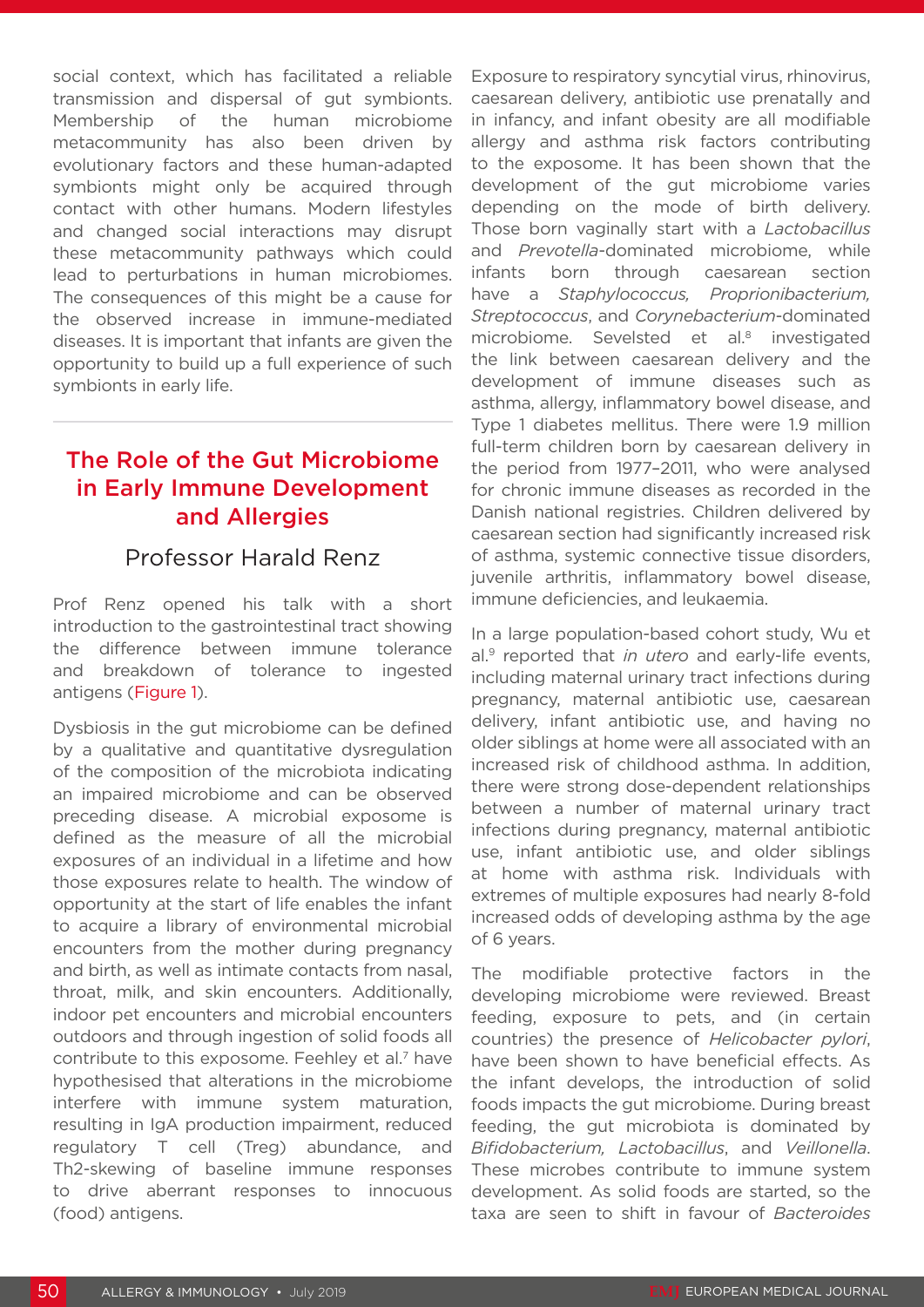social context, which has facilitated a reliable transmission and dispersal of gut symbionts. Membership of the human microbiome metacommunity has also been driven by evolutionary factors and these human-adapted symbionts might only be acquired through contact with other humans. Modern lifestyles and changed social interactions may disrupt these metacommunity pathways which could lead to perturbations in human microbiomes. The consequences of this might be a cause for the observed increase in immune-mediated diseases. It is important that infants are given the opportunity to build up a full experience of such symbionts in early life.

## The Role of the Gut Microbiome in Early Immune Development and Allergies

### Professor Harald Renz

Prof Renz opened his talk with a short introduction to the gastrointestinal tract showing the difference between immune tolerance and breakdown of tolerance to ingested antigens (Figure 1).

Dysbiosis in the gut microbiome can be defined by a qualitative and quantitative dysregulation of the composition of the microbiota indicating an impaired microbiome and can be observed preceding disease. A microbial exposome is defined as the measure of all the microbial exposures of an individual in a lifetime and how those exposures relate to health. The window of opportunity at the start of life enables the infant to acquire a library of environmental microbial encounters from the mother during pregnancy and birth, as well as intimate contacts from nasal, throat, milk, and skin encounters. Additionally, indoor pet encounters and microbial encounters outdoors and through ingestion of solid foods all contribute to this exposome. Feehley et al.[7] have hypothesised that alterations in the microbiome interfere with immune system maturation, resulting in IgA production impairment, reduced regulatory T cell (Treg) abundance, and Th2-skewing of baseline immune responses to drive aberrant responses to innocuous (food) antigens.

Exposure to respiratory syncytial virus, rhinovirus, caesarean delivery, antibiotic use prenatally and in infancy, and infant obesity are all modifiable allergy and asthma risk factors contributing to the exposome. It has been shown that the development of the gut microbiome varies depending on the mode of birth delivery. Those born vaginally start with a *Lactobacillus* and *Prevotella*-dominated microbiome, while infants born through caesarean section have a *Staphylococcus, Proprionibacterium, Streptococcus*, and *Corynebacterium*-dominated microbiome. Sevelsted et al.[8] investigated the link between caesarean delivery and the development of immune diseases such as asthma, allergy, inflammatory bowel disease, and Type 1 diabetes mellitus. There were 1.9 million full-term children born by caesarean delivery in the period from 1977–2011, who were analysed for chronic immune diseases as recorded in the Danish national registries. Children delivered by caesarean section had significantly increased risk of asthma, systemic connective tissue disorders, juvenile arthritis, inflammatory bowel disease, immune deficiencies, and leukaemia.

In a large population-based cohort study, Wu et al.[9] reported that *in utero* and early-life events, including maternal urinary tract infections during pregnancy, maternal antibiotic use, caesarean delivery, infant antibiotic use, and having no older siblings at home were all associated with an increased risk of childhood asthma. In addition, there were strong dose-dependent relationships between a number of maternal urinary tract infections during pregnancy, maternal antibiotic use, infant antibiotic use, and older siblings at home with asthma risk. Individuals with extremes of multiple exposures had nearly 8-fold increased odds of developing asthma by the age of 6 years.

The modifiable protective factors in the developing microbiome were reviewed. Breast feeding, exposure to pets, and (in certain countries) the presence of *Helicobacter pylori*, have been shown to have beneficial effects. As the infant develops, the introduction of solid foods impacts the gut microbiome. During breast feeding, the gut microbiota is dominated by *Bifidobacterium, Lactobacillus*, and *Veillonella*. These microbes contribute to immune system development. As solid foods are started, so the taxa are seen to shift in favour of *Bacteroides*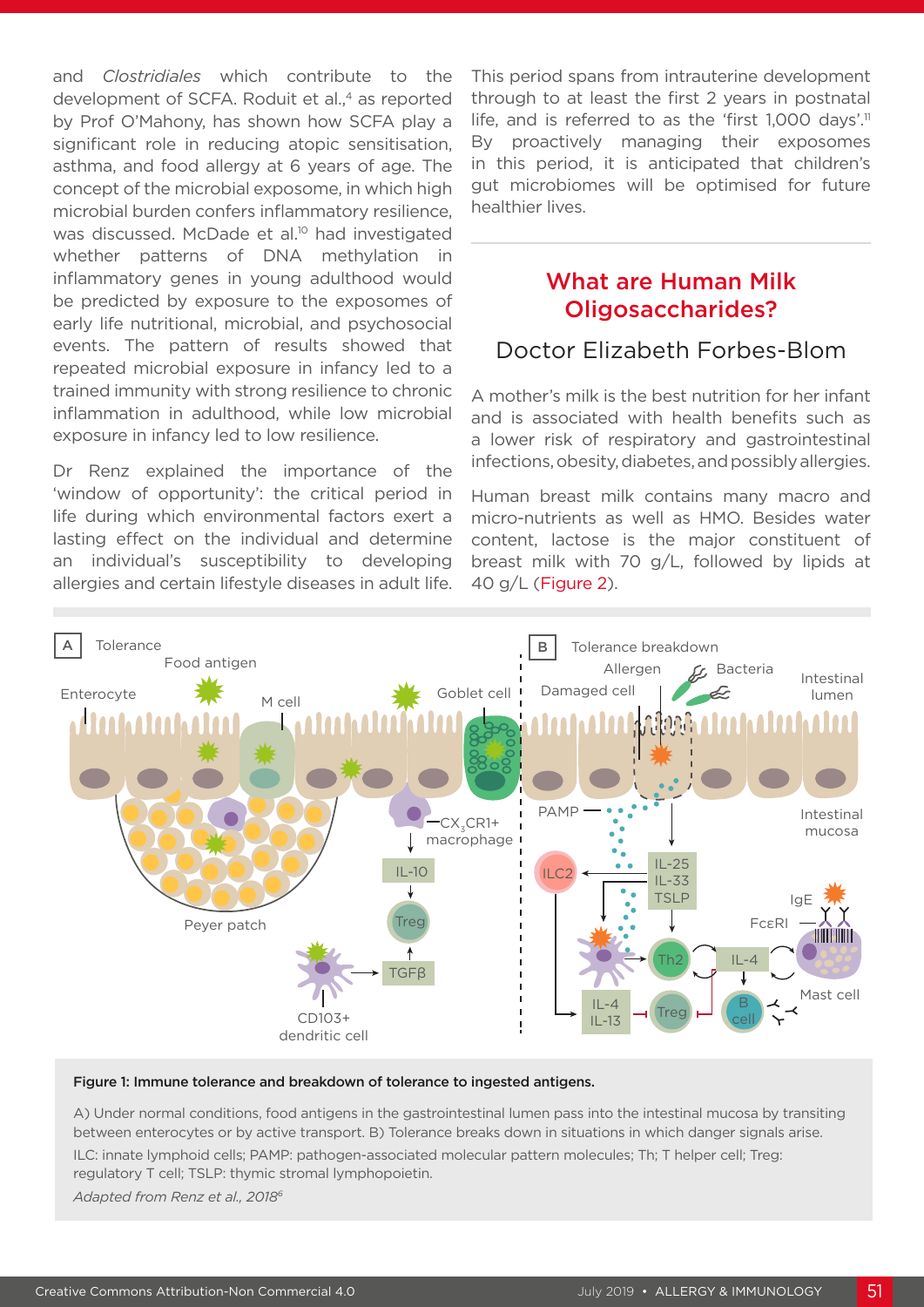and *Clostridiales* which contribute to the development of SCFA. Roduit et al.,[4] as reported by Prof O'Mahony, has shown how SCFA play a significant role in reducing atopic sensitisation, asthma, and food allergy at 6 years of age. The concept of the microbial exposome, in which high microbial burden confers inflammatory resilience, was discussed. McDade et al.[10] had investigated whether patterns of DNA methylation in inflammatory genes in young adulthood would be predicted by exposure to the exposomes of early life nutritional, microbial, and psychosocial events. The pattern of results showed that repeated microbial exposure in infancy led to a trained immunity with strong resilience to chronic inflammation in adulthood, while low microbial exposure in infancy led to low resilience.

Dr Renz explained the importance of the 'window of opportunity': the critical period in life during which environmental factors exert a lasting effect on the individual and determine an individual's susceptibility to developing allergies and certain lifestyle diseases in adult life. This period spans from intrauterine development through to at least the first 2 years in postnatal life, and is referred to as the 'first 1,000 days'.[11] By proactively managing their exposomes in this period, it is anticipated that children's gut microbiomes will be optimised for future healthier lives.

## What are Human Milk Oligosaccharides?

### Doctor Elizabeth Forbes-Blom

A mother's milk is the best nutrition for her infant and is associated with health benefits such as a lower risk of respiratory and gastrointestinal infections, obesity, diabetes, and possibly allergies.

Human breast milk contains many macro and micro-nutrients as well as HMO. Besides water content, lactose is the major constituent of breast milk with 70 g/L, followed by lipids at 40 g/L (Figure 2).

**Figure 1: Immune tolerance and breakdown of tolerance to ingested antigens.**

A) Under normal conditions, food antigens in the gastrointestinal lumen pass into the intestinal mucosa by transiting between enterocytes or by active transport. B) Tolerance breaks down in situations in which danger signals arise.

ILC: innate lymphoid cells; PAMP: pathogen-associated molecular pattern molecules; Th; T helper cell; Treg: regulatory T cell; TSLP: thymic stromal lymphopoietin.

*Adapted from Renz et al., 2018[6]*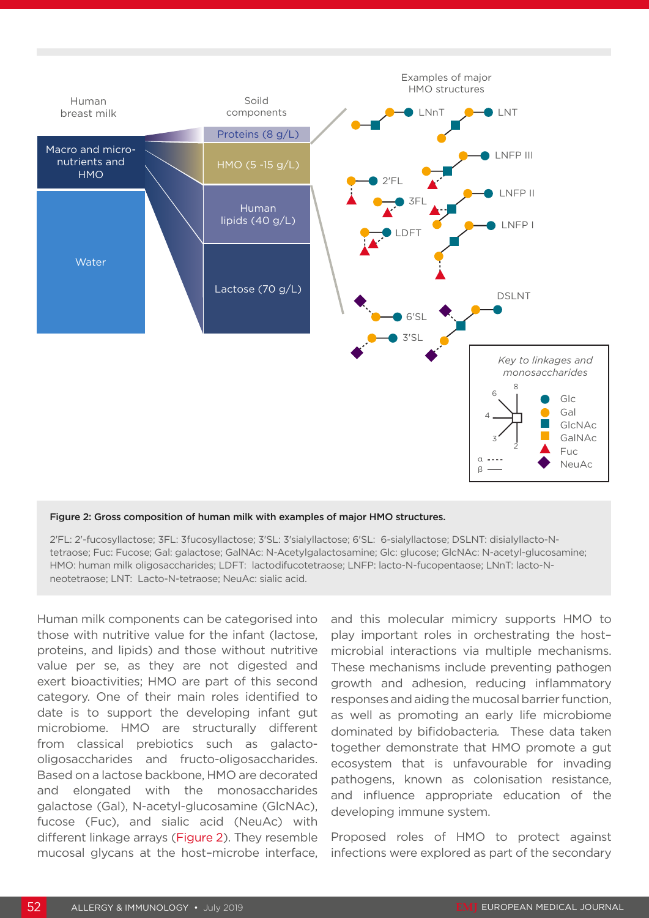**Figure 2: Gross composition of human milk with examples of major HMO structures.**

2'FL: 2'-fucosyllactose; 3FL: 3fucosyllactose; 3'SL: 3'sialyllactose; 6'SL: 6-sialyllactose; DSLNT: disialyllacto-N-tetraose; Fuc: Fucose; Gal: galactose; GalNAc: N-Acetylgalactosamine; Glc: glucose; GlcNAc: N-acetyl-glucosamine; HMO: human milk oligosaccharides; LDFT: lactodifucotetraose; LNFP: lacto-N-fucopentaose; LNnT: lacto-N-neotetraose; LNT: Lacto-N-tetraose; NeuAc: sialic acid.

Human milk components can be categorised into those with nutritive value for the infant (lactose, proteins, and lipids) and those without nutritive value per se, as they are not digested and exert bioactivities; HMO are part of this second category. One of their main roles identified to date is to support the developing infant gut microbiome. HMO are structurally different from classical prebiotics such as galacto-oligosaccharides and fructo-oligosaccharides. Based on a lactose backbone, HMO are decorated and elongated with the monosaccharides galactose (Gal), N-acetyl-glucosamine (GlcNAc), fucose (Fuc), and sialic acid (NeuAc) with different linkage arrays (Figure 2). They resemble mucosal glycans at the host–microbe interface, and this molecular mimicry supports HMO to play important roles in orchestrating the host–microbial interactions via multiple mechanisms. These mechanisms include preventing pathogen growth and adhesion, reducing inflammatory responses and aiding the mucosal barrier function, as well as promoting an early life microbiome dominated by bifidobacteria. These data taken together demonstrate that HMO promote a gut ecosystem that is unfavourable for invading pathogens, known as colonisation resistance, and influence appropriate education of the developing immune system.

Proposed roles of HMO to protect against infections were explored as part of the secondary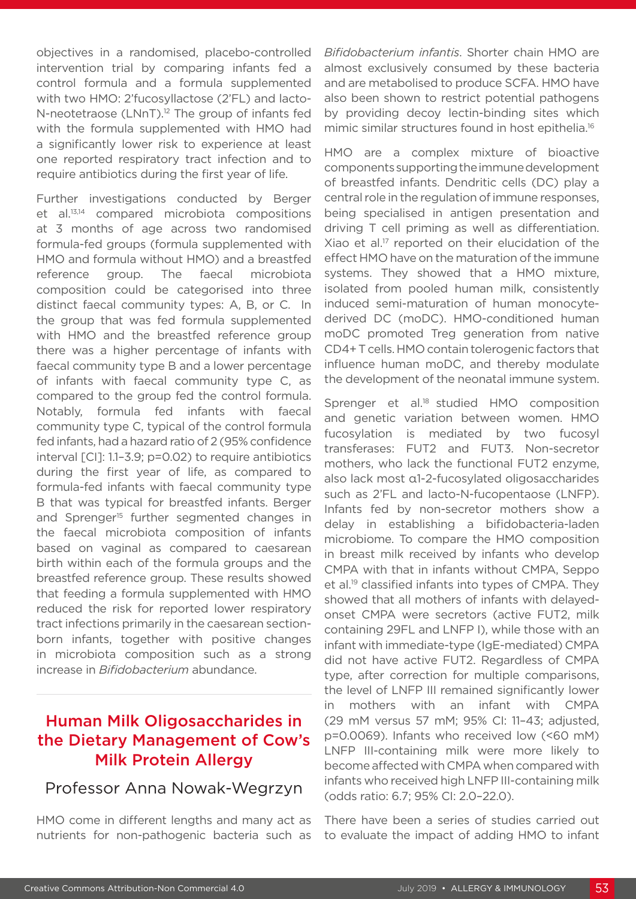objectives in a randomised, placebo-controlled intervention trial by comparing infants fed a control formula and a formula supplemented with two HMO: 2′fucosyllactose (2′FL) and lacto-N-neotetraose (LNnT).[12] The group of infants fed with the formula supplemented with HMO had a significantly lower risk to experience at least one reported respiratory tract infection and to require antibiotics during the first year of life.

Further investigations conducted by Berger et al.[13,14] compared microbiota compositions at 3 months of age across two randomised formula-fed groups (formula supplemented with HMO and formula without HMO) and a breastfed reference group. The faecal microbiota composition could be categorised into three distinct faecal community types: A, B, or C. In the group that was fed formula supplemented with HMO and the breastfed reference group there was a higher percentage of infants with faecal community type B and a lower percentage of infants with faecal community type C, as compared to the group fed the control formula. Notably, formula fed infants with faecal community type C, typical of the control formula fed infants, had a hazard ratio of 2 (95% confidence interval [CI]: 1.1–3.9; p=0.02) to require antibiotics during the first year of life, as compared to formula-fed infants with faecal community type B that was typical for breastfed infants. Berger and Sprenger[15] further segmented changes in the faecal microbiota composition of infants based on vaginal as compared to caesarean birth within each of the formula groups and the breastfed reference group. These results showed that feeding a formula supplemented with HMO reduced the risk for reported lower respiratory tract infections primarily in the caesarean section-born infants, together with positive changes in microbiota composition such as a strong increase in *Bifidobacterium* abundance.

## Human Milk Oligosaccharides in the Dietary Management of Cow's Milk Protein Allergy

### Professor Anna Nowak-Wegrzyn

HMO come in different lengths and many act as nutrients for non-pathogenic bacteria such as *Bifidobacterium infantis*. Shorter chain HMO are almost exclusively consumed by these bacteria and are metabolised to produce SCFA. HMO have also been shown to restrict potential pathogens by providing decoy lectin-binding sites which mimic similar structures found in host epithelia.[16]

HMO are a complex mixture of bioactive components supporting the immune development of breastfed infants. Dendritic cells (DC) play a central role in the regulation of immune responses, being specialised in antigen presentation and driving T cell priming as well as differentiation. Xiao et al.[17] reported on their elucidation of the effect HMO have on the maturation of the immune systems. They showed that a HMO mixture, isolated from pooled human milk, consistently induced semi-maturation of human monocyte-derived DC (moDC). HMO-conditioned human moDC promoted Treg generation from native CD4+ T cells. HMO contain tolerogenic factors that influence human moDC, and thereby modulate the development of the neonatal immune system.

Sprenger et al.[18] studied HMO composition and genetic variation between women. HMO fucosylation is mediated by two fucosyl transferases: FUT2 and FUT3. Non-secretor mothers, who lack the functional FUT2 enzyme, also lack most α1-2-fucosylated oligosaccharides such as 2′FL and lacto-N-fucopentaose (LNFP). Infants fed by non-secretor mothers show a delay in establishing a bifidobacteria-laden microbiome. To compare the HMO composition in breast milk received by infants who develop CMPA with that in infants without CMPA, Seppo et al.[19] classified infants into types of CMPA. They showed that all mothers of infants with delayed-onset CMPA were secretors (active FUT2, milk containing 29FL and LNFP I), while those with an infant with immediate-type (IgE-mediated) CMPA did not have active FUT2. Regardless of CMPA type, after correction for multiple comparisons, the level of LNFP III remained significantly lower in mothers with an infant with CMPA (29 mM versus 57 mM; 95% CI: 11–43; adjusted, p=0.0069). Infants who received low (<60 mM) LNFP III-containing milk were more likely to become affected with CMPA when compared with infants who received high LNFP III-containing milk (odds ratio: 6.7; 95% CI: 2.0–22.0).

There have been a series of studies carried out to evaluate the impact of adding HMO to infant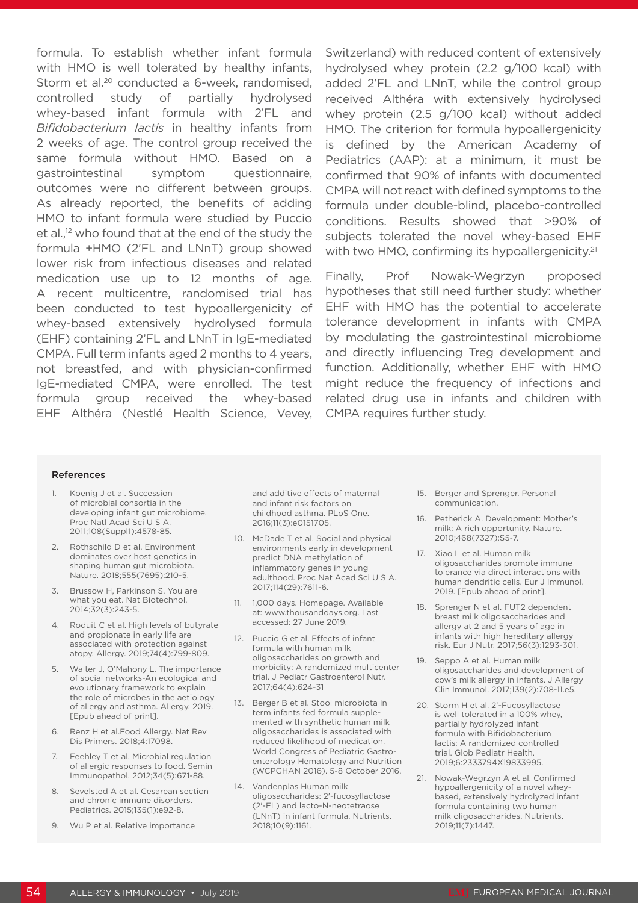formula. To establish whether infant formula with HMO is well tolerated by healthy infants, Storm et al.[20] conducted a 6-week, randomised, controlled study of partially hydrolysed whey-based infant formula with 2′FL and *Bifidobacterium lactis* in healthy infants from 2 weeks of age. The control group received the same formula without HMO. Based on a gastrointestinal symptom questionnaire, outcomes were no different between groups. As already reported, the benefits of adding HMO to infant formula were studied by Puccio et al.,[12] who found that at the end of the study the formula +HMO (2′FL and LNnT) group showed lower risk from infectious diseases and related medication use up to 12 months of age. A recent multicentre, randomised trial has been conducted to test hypoallergenicity of whey-based extensively hydrolysed formula (EHF) containing 2′FL and LNnT in IgE-mediated CMPA. Full term infants aged 2 months to 4 years, not breastfed, and with physician-confirmed IgE-mediated CMPA, were enrolled. The test formula group received the whey-based EHF Althéra (Nestlé Health Science, Vevey, Switzerland) with reduced content of extensively hydrolysed whey protein (2.2 g/100 kcal) with added 2′FL and LNnT, while the control group received Althéra with extensively hydrolysed whey protein (2.5 g/100 kcal) without added HMO. The criterion for formula hypoallergenicity is defined by the American Academy of Pediatrics (AAP): at a minimum, it must be confirmed that 90% of infants with documented CMPA will not react with defined symptoms to the formula under double-blind, placebo-controlled conditions. Results showed that >90% of subjects tolerated the novel whey-based EHF with two HMO, confirming its hypoallergenicity.[21]

Finally, Prof Nowak-Wegrzyn proposed hypotheses that still need further study: whether EHF with HMO has the potential to accelerate tolerance development in infants with CMPA by modulating the gastrointestinal microbiome and directly influencing Treg development and function. Additionally, whether EHF with HMO might reduce the frequency of infections and related drug use in infants and children with CMPA requires further study.

#### References

1. Koenig J et al. Succession of microbial consortia in the developing infant gut microbiome. Proc Natl Acad Sci U S A. 2011;108(Suppl1):4578-85.
2. Rothschild D et al. Environment dominates over host genetics in shaping human gut microbiota. Nature. 2018;555(7695):210-5.
3. Brussow H, Parkinson S. You are what you eat. Nat Biotechnol. 2014;32(3):243-5.
4. Roduit C et al. High levels of butyrate and propionate in early life are associated with protection against atopy. Allergy. 2019;74(4):799-809.
5. Walter J, O'Mahony L. The importance of social networks-An ecological and evolutionary framework to explain the role of microbes in the aetiology of allergy and asthma. Allergy. 2019. [Epub ahead of print].
6. Renz H et al.Food Allergy. Nat Rev Dis Primers. 2018;4:17098.
7. Feehley T et al. Microbial regulation of allergic responses to food. Semin Immunopathol. 2012;34(5):671-88.
8. Sevelsted A et al. Cesarean section and chronic immune disorders. Pediatrics. 2015;135(1):e92-8.
9. Wu P et al. Relative importance and additive effects of maternal and infant risk factors on childhood asthma. PLoS One. 2016;11(3):e0151705.
10. McDade T et al. Social and physical environments early in development predict DNA methylation of inflammatory genes in young adulthood. Proc Nat Acad Sci U S A. 2017;114(29):7611-6.
11. 1,000 days. Homepage. Available at: www.thousanddays.org. Last accessed: 27 June 2019.
12. Puccio G et al. Effects of infant formula with human milk oligosaccharides on growth and morbidity: A randomized multicenter trial. J Pediatr Gastroenterol Nutr. 2017;64(4):624-31
13. Berger B et al. Stool microbiota in term infants fed formula supplemented with synthetic human milk oligosaccharides is associated with reduced likelihood of medication. World Congress of Pediatric Gastroenterology Hematology and Nutrition (WCPGHAN 2016). 5-8 October 2016.
14. Vandenplas Human milk oligosaccharides: 2′-fucosyllactose (2′-FL) and lacto-N-neotetraose (LNnT) in infant formula. Nutrients. 2018;10(9):1161.
15. Berger and Sprenger. Personal communication.
16. Petherick A. Development: Mother's milk: A rich opportunity. Nature. 2010;468(7327):S5-7.
17. Xiao L et al. Human milk oligosaccharides promote immune tolerance via direct interactions with human dendritic cells. Eur J Immunol. 2019. [Epub ahead of print].
18. Sprenger N et al. FUT2 dependent breast milk oligosaccharides and allergy at 2 and 5 years of age in infants with high hereditary allergy risk. Eur J Nutr. 2017;56(3):1293-301.
19. Seppo A et al. Human milk oligosaccharides and development of cow's milk allergy in infants. J Allergy Clin Immunol. 2017;139(2):708-11.e5.
20. Storm H et al. 2′-Fucosyllactose is well tolerated in a 100% whey, partially hydrolyzed infant formula with Bifidobacterium lactis: A randomized controlled trial. Glob Pediatr Health. 2019;6:2333794X19833995.
21. Nowak-Wegrzyn A et al. Confirmed hypoallergenicity of a novel whey-based, extensively hydrolyzed infant formula containing two human milk oligosaccharides. Nutrients. 2019;11(7):1447.